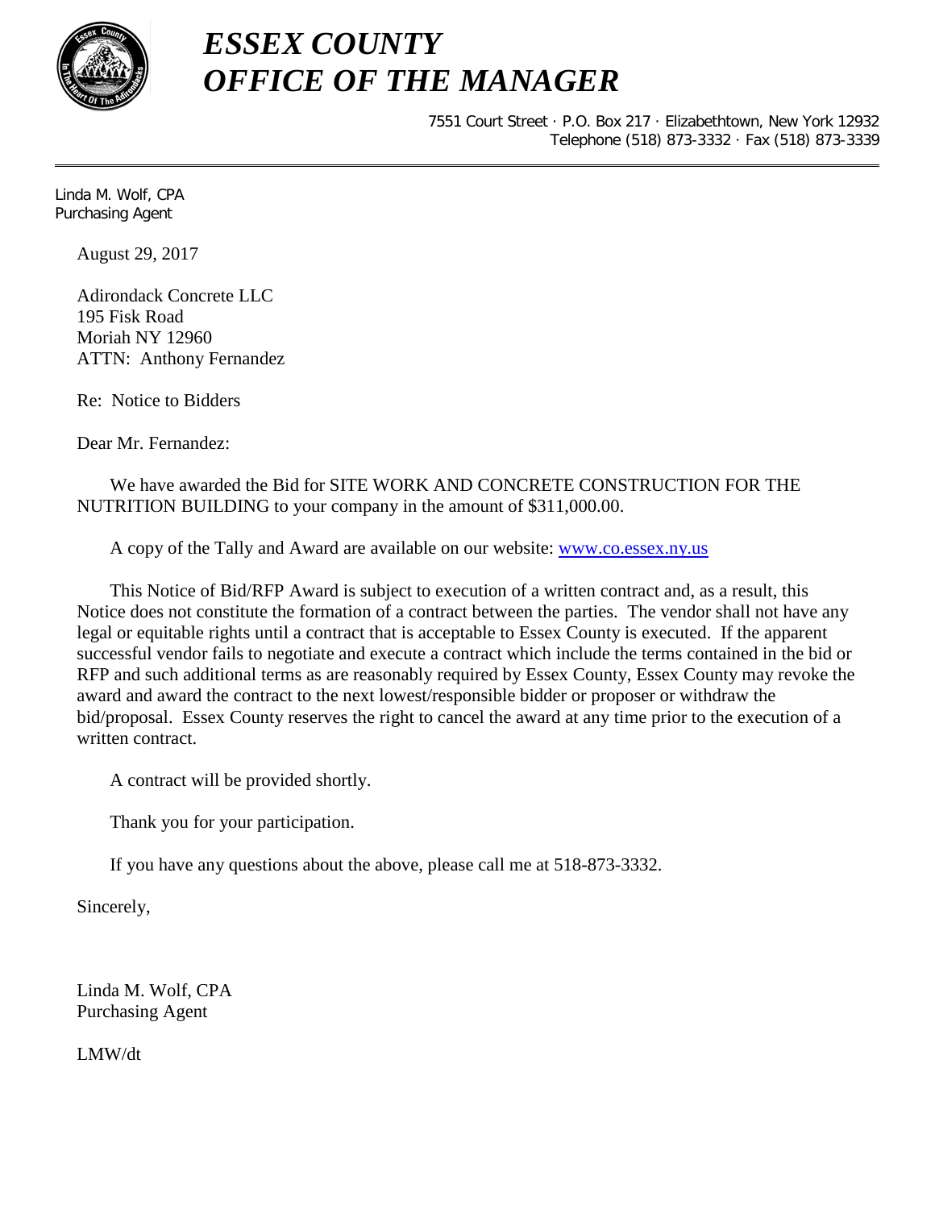# *ESSEX COUNTY*
# *OFFICE OF THE MANAGER*

7551 Court Street · P.O. Box 217 · Elizabethtown, New York 12932
Telephone (518) 873-3332 · Fax (518) 873-3339

---

Linda M. Wolf, CPA
Purchasing Agent

August 29, 2017

Adirondack Concrete LLC
195 Fisk Road
Moriah NY 12960
ATTN: Anthony Fernandez

Re: Notice to Bidders

Dear Mr. Fernandez:

We have awarded the Bid for SITE WORK AND CONCRETE CONSTRUCTION FOR THE NUTRITION BUILDING to your company in the amount of $311,000.00.

A copy of the Tally and Award are available on our website: [www.co.essex.ny.us](http://www.co.essex.ny.us)

This Notice of Bid/RFP Award is subject to execution of a written contract and, as a result, this Notice does not constitute the formation of a contract between the parties. The vendor shall not have any legal or equitable rights until a contract that is acceptable to Essex County is executed. If the apparent successful vendor fails to negotiate and execute a contract which include the terms contained in the bid or RFP and such additional terms as are reasonably required by Essex County, Essex County may revoke the award and award the contract to the next lowest/responsible bidder or proposer or withdraw the bid/proposal. Essex County reserves the right to cancel the award at any time prior to the execution of a written contract.

A contract will be provided shortly.

Thank you for your participation.

If you have any questions about the above, please call me at 518-873-3332.

Sincerely,

Linda M. Wolf, CPA
Purchasing Agent

LMW/dt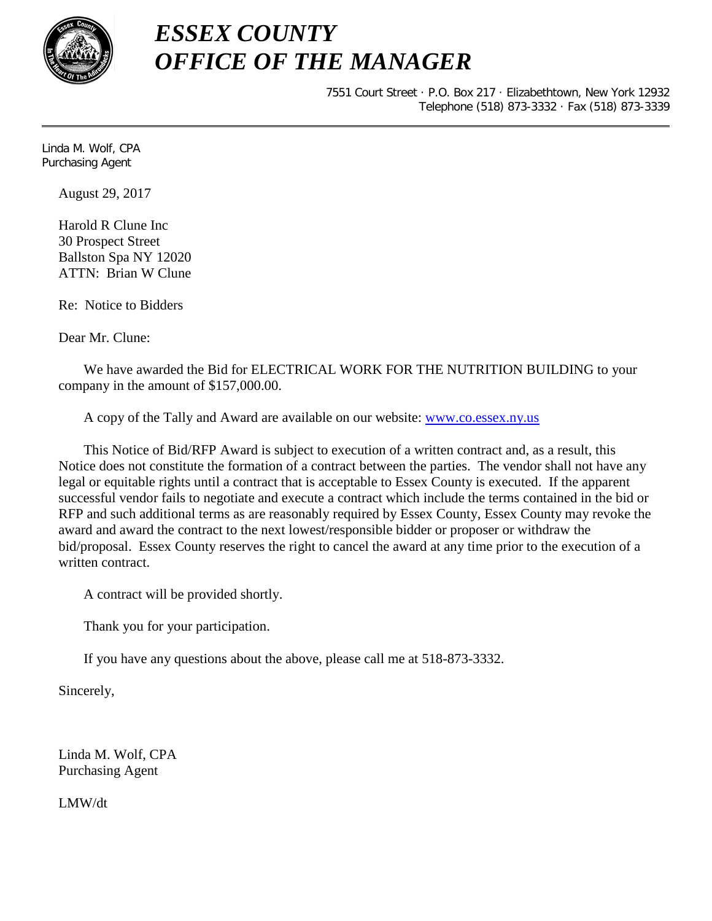# *ESSEX COUNTY*
# *OFFICE OF THE MANAGER*

7551 Court Street · P.O. Box 217 · Elizabethtown, New York 12932
Telephone (518) 873-3332 · Fax (518) 873-3339

---

Linda M. Wolf, CPA
Purchasing Agent

August 29, 2017

Harold R Clune Inc
30 Prospect Street
Ballston Spa NY 12020
ATTN: Brian W Clune

Re: Notice to Bidders

Dear Mr. Clune:

We have awarded the Bid for ELECTRICAL WORK FOR THE NUTRITION BUILDING to your company in the amount of $157,000.00.

A copy of the Tally and Award are available on our website: www.co.essex.ny.us

This Notice of Bid/RFP Award is subject to execution of a written contract and, as a result, this Notice does not constitute the formation of a contract between the parties. The vendor shall not have any legal or equitable rights until a contract that is acceptable to Essex County is executed. If the apparent successful vendor fails to negotiate and execute a contract which include the terms contained in the bid or RFP and such additional terms as are reasonably required by Essex County, Essex County may revoke the award and award the contract to the next lowest/responsible bidder or proposer or withdraw the bid/proposal. Essex County reserves the right to cancel the award at any time prior to the execution of a written contract.

A contract will be provided shortly.

Thank you for your participation.

If you have any questions about the above, please call me at 518-873-3332.

Sincerely,

Linda M. Wolf, CPA
Purchasing Agent

LMW/dt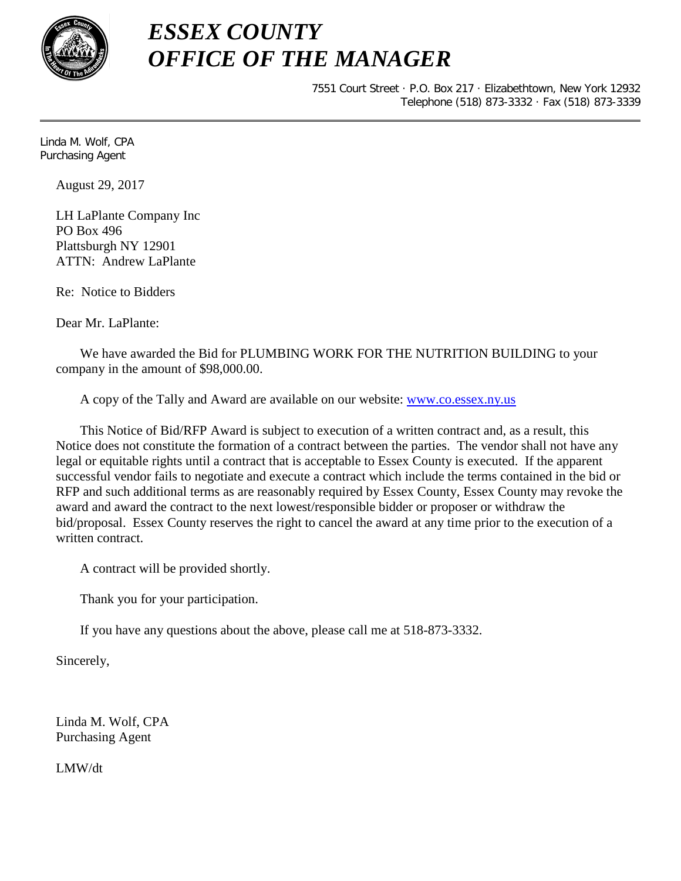# *ESSEX COUNTY OFFICE OF THE MANAGER*

7551 Court Street · P.O. Box 217 · Elizabethtown, New York 12932
Telephone (518) 873-3332 · Fax (518) 873-3339

---

Linda M. Wolf, CPA
Purchasing Agent

August 29, 2017

LH LaPlante Company Inc
PO Box 496
Plattsburgh NY 12901
ATTN: Andrew LaPlante

Re: Notice to Bidders

Dear Mr. LaPlante:

We have awarded the Bid for PLUMBING WORK FOR THE NUTRITION BUILDING to your company in the amount of $98,000.00.

A copy of the Tally and Award are available on our website: [www.co.essex.ny.us](http://www.co.essex.ny.us)

This Notice of Bid/RFP Award is subject to execution of a written contract and, as a result, this Notice does not constitute the formation of a contract between the parties. The vendor shall not have any legal or equitable rights until a contract that is acceptable to Essex County is executed. If the apparent successful vendor fails to negotiate and execute a contract which include the terms contained in the bid or RFP and such additional terms as are reasonably required by Essex County, Essex County may revoke the award and award the contract to the next lowest/responsible bidder or proposer or withdraw the bid/proposal. Essex County reserves the right to cancel the award at any time prior to the execution of a written contract.

A contract will be provided shortly.

Thank you for your participation.

If you have any questions about the above, please call me at 518-873-3332.

Sincerely,

Linda M. Wolf, CPA
Purchasing Agent

LMW/dt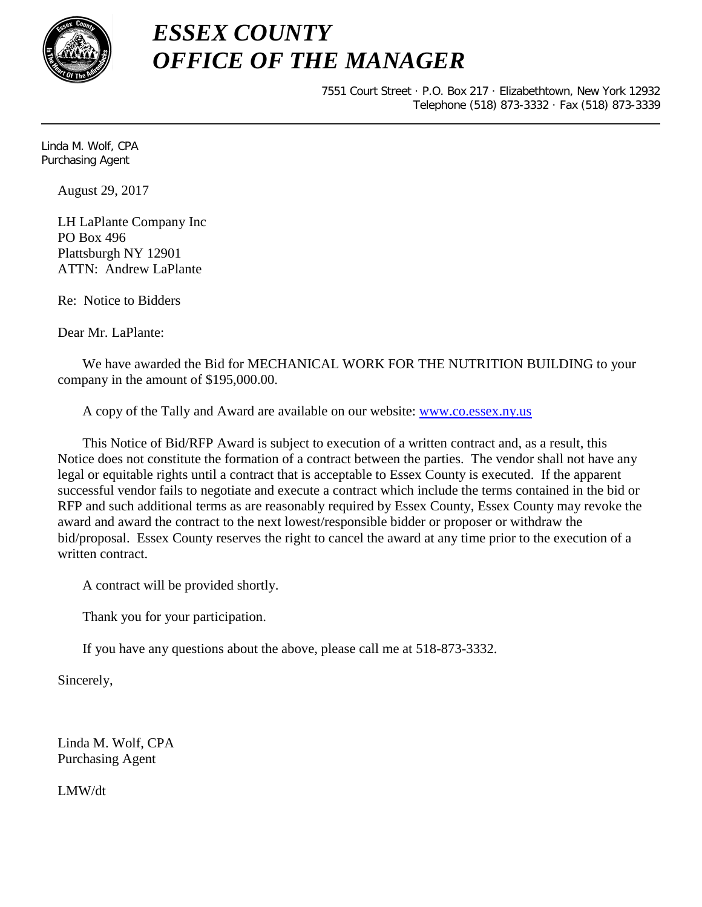# *ESSEX COUNTY*
# *OFFICE OF THE MANAGER*

7551 Court Street · P.O. Box 217 · Elizabethtown, New York 12932
Telephone (518) 873-3332 · Fax (518) 873-3339

---

Linda M. Wolf, CPA
Purchasing Agent

August 29, 2017

LH LaPlante Company Inc
PO Box 496
Plattsburgh NY 12901
ATTN: Andrew LaPlante

Re: Notice to Bidders

Dear Mr. LaPlante:

We have awarded the Bid for MECHANICAL WORK FOR THE NUTRITION BUILDING to your company in the amount of $195,000.00.

A copy of the Tally and Award are available on our website: [www.co.essex.ny.us](http://www.co.essex.ny.us)

This Notice of Bid/RFP Award is subject to execution of a written contract and, as a result, this Notice does not constitute the formation of a contract between the parties. The vendor shall not have any legal or equitable rights until a contract that is acceptable to Essex County is executed. If the apparent successful vendor fails to negotiate and execute a contract which include the terms contained in the bid or RFP and such additional terms as are reasonably required by Essex County, Essex County may revoke the award and award the contract to the next lowest/responsible bidder or proposer or withdraw the bid/proposal. Essex County reserves the right to cancel the award at any time prior to the execution of a written contract.

A contract will be provided shortly.

Thank you for your participation.

If you have any questions about the above, please call me at 518-873-3332.

Sincerely,

Linda M. Wolf, CPA
Purchasing Agent

LMW/dt